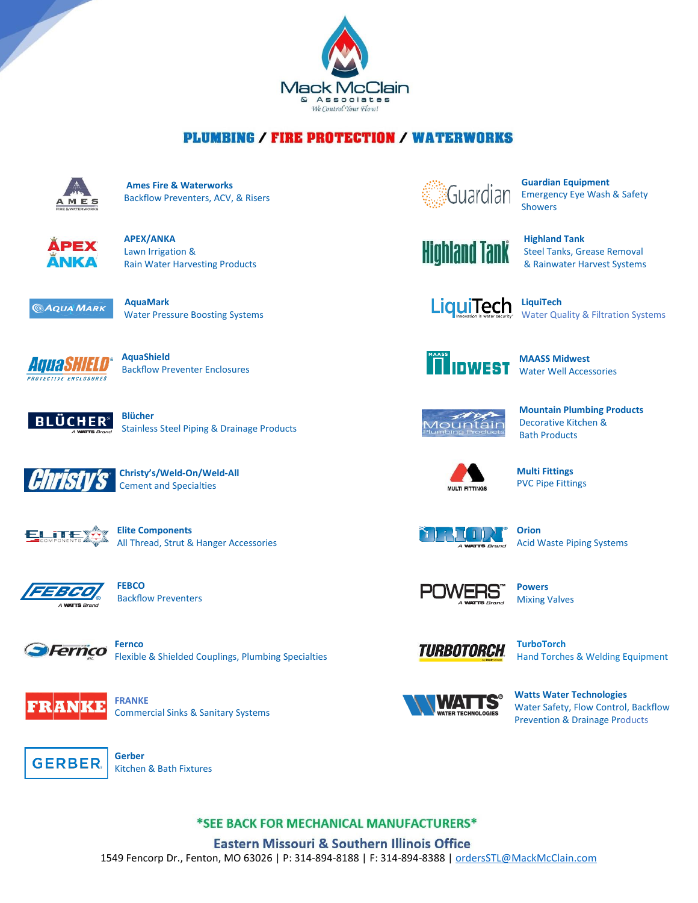# Mack McClain & Associates

*We Control Your Flow!*

## PLUMBING / FIRE PROTECTION / WATERWORKS

**Ames Fire & Waterworks**
Backflow Preventers, ACV, & Risers

**APEX/ANKA**
Lawn Irrigation &
Rain Water Harvesting Products

**AquaMark**
Water Pressure Boosting Systems

**AquaShield**
Backflow Preventer Enclosures

**Blücher**
Stainless Steel Piping & Drainage Products

**Christy's/Weld-On/Weld-All**
Cement and Specialties

**Elite Components**
All Thread, Strut & Hanger Accessories

**FEBCO**
Backflow Preventers

**Fernco**
Flexible & Shielded Couplings, Plumbing Specialties

**FRANKE**
Commercial Sinks & Sanitary Systems

**Gerber**
Kitchen & Bath Fixtures

**Guardian Equipment**
Emergency Eye Wash & Safety Showers

**Highland Tank**
Steel Tanks, Grease Removal & Rainwater Harvest Systems

**LiquiTech**
Water Quality & Filtration Systems

**MAASS Midwest**
Water Well Accessories

**Mountain Plumbing Products**
Decorative Kitchen & Bath Products

**Multi Fittings**
PVC Pipe Fittings

**Orion**
Acid Waste Piping Systems

**Powers**
Mixing Valves

**TurboTorch**
Hand Torches & Welding Equipment

**Watts Water Technologies**
Water Safety, Flow Control, Backflow Prevention & Drainage Products

**\*SEE BACK FOR MECHANICAL MANUFACTURERS\***

**Eastern Missouri & Southern Illinois Office**
1549 Fencorp Dr., Fenton, MO 63026 | P: 314-894-8188 | F: 314-894-8388 | ordersSTL@MackMcClain.com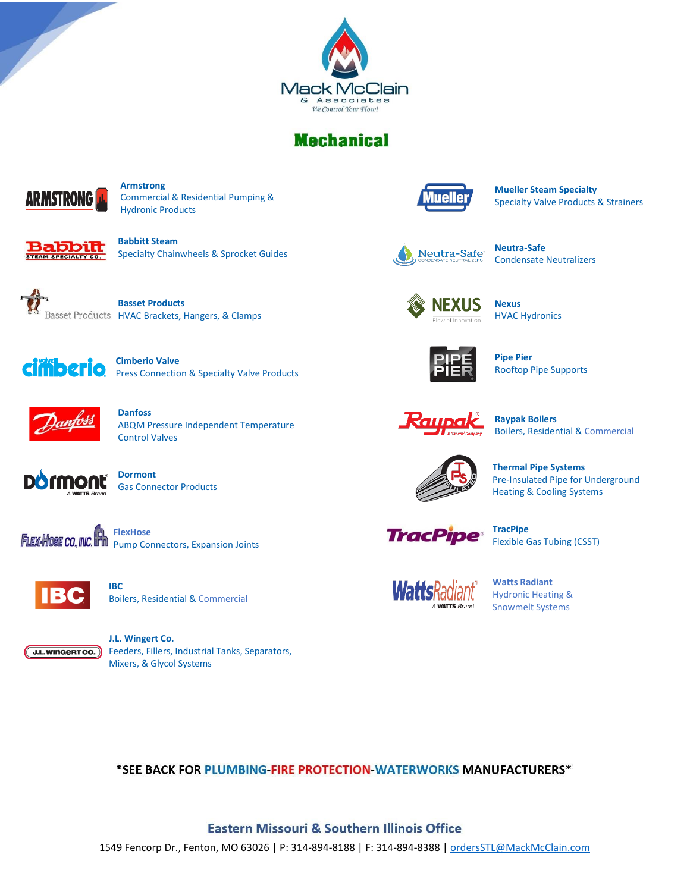Mack McClain & Associates

*We Control Your Flow!*

# Mechanical

**Armstrong**
Commercial & Residential Pumping & Hydronic Products

**Babbitt Steam**
Specialty Chainwheels & Sprocket Guides

**Basset Products**
HVAC Brackets, Hangers, & Clamps

**Cimberio Valve**
Press Connection & Specialty Valve Products

**Danfoss**
ABQM Pressure Independent Temperature Control Valves

**Dormont**
Gas Connector Products

**FlexHose**
Pump Connectors, Expansion Joints

**IBC**
Boilers, Residential & Commercial

**J.L. Wingert Co.**
Feeders, Fillers, Industrial Tanks, Separators, Mixers, & Glycol Systems

**Mueller Steam Specialty**
Specialty Valve Products & Strainers

**Neutra-Safe**
Condensate Neutralizers

**Nexus**
HVAC Hydronics

**Pipe Pier**
Rooftop Pipe Supports

**Raypak Boilers**
Boilers, Residential & Commercial

**Thermal Pipe Systems**
Pre-Insulated Pipe for Underground Heating & Cooling Systems

**TracPipe**
Flexible Gas Tubing (CSST)

**Watts Radiant**
Hydronic Heating & Snowmelt Systems

**\*SEE BACK FOR PLUMBING-FIRE PROTECTION-WATERWORKS MANUFACTURERS\***

**Eastern Missouri & Southern Illinois Office**

1549 Fencorp Dr., Fenton, MO 63026 | P: 314-894-8188 | F: 314-894-8388 | ordersSTL@MackMcClain.com